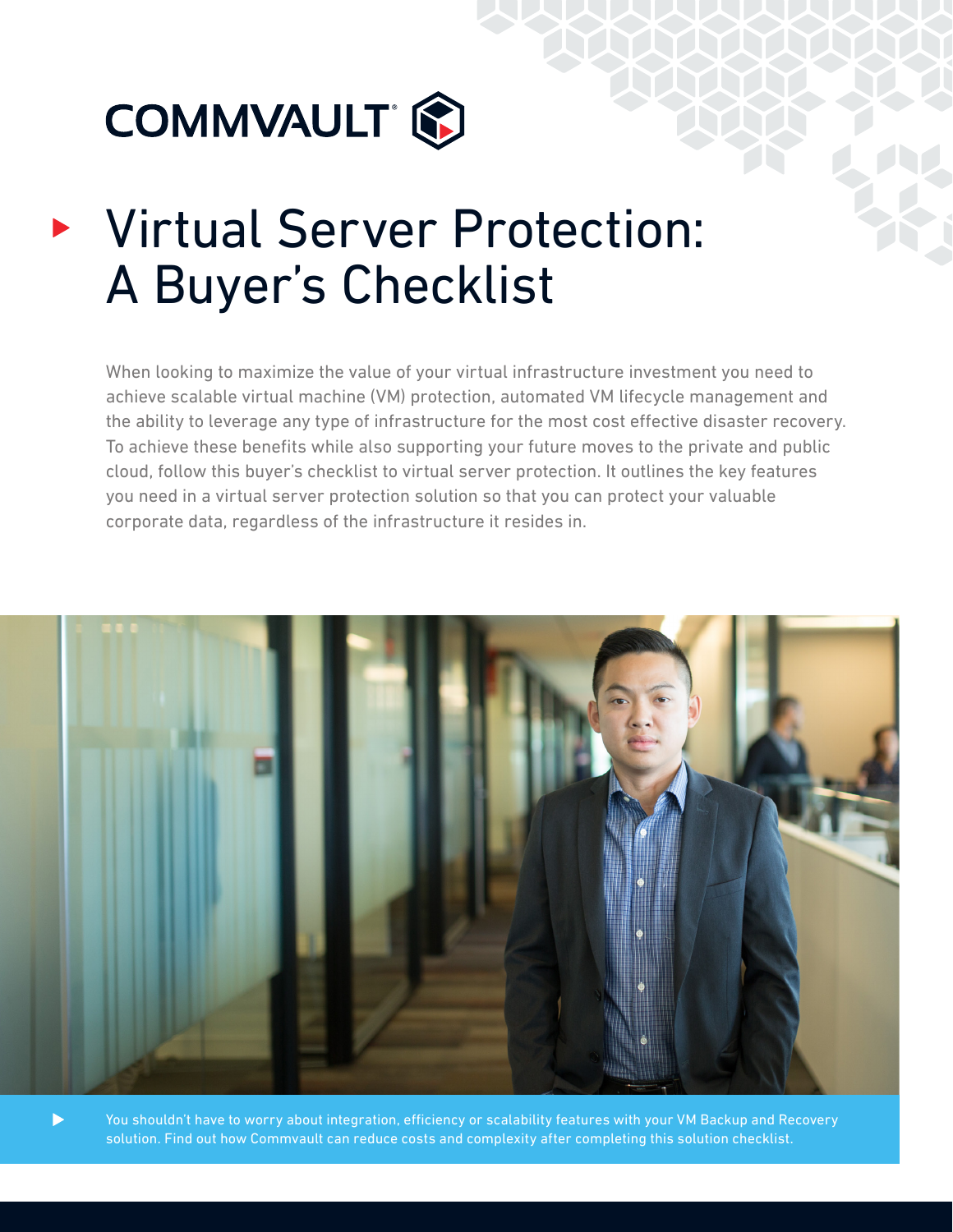COMMVAULT®

# Virtual Server Protection: A Buyer's Checklist

When looking to maximize the value of your virtual infrastructure investment you need to achieve scalable virtual machine (VM) protection, automated VM lifecycle management and the ability to leverage any type of infrastructure for the most cost effective disaster recovery. To achieve these benefits while also supporting your future moves to the private and public cloud, follow this buyer's checklist to virtual server protection. It outlines the key features you need in a virtual server protection solution so that you can protect your valuable corporate data, regardless of the infrastructure it resides in.

You shouldn't have to worry about integration, efficiency or scalability features with your VM Backup and Recovery solution. Find out how Commvault can reduce costs and complexity after completing this solution checklist.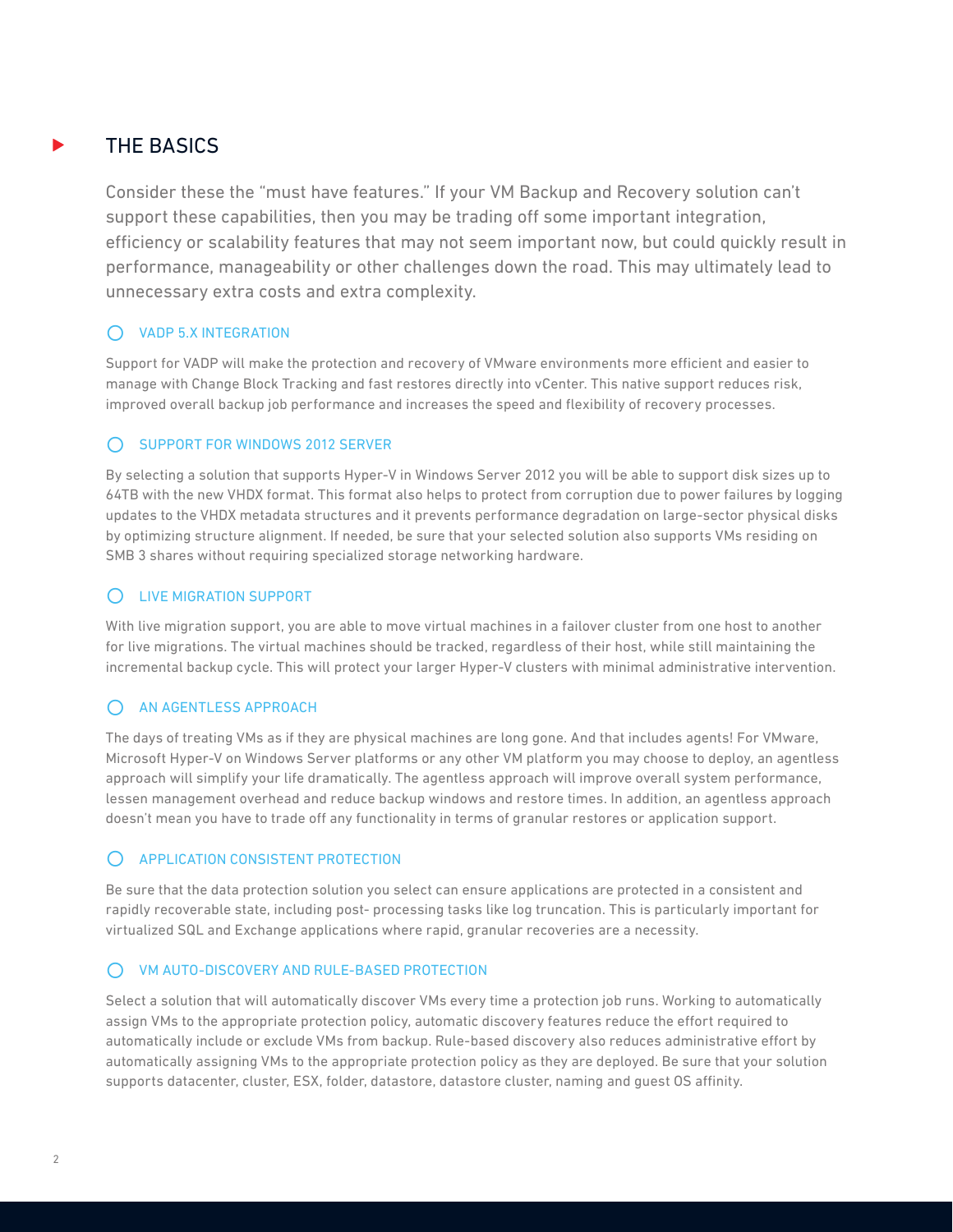## THE BASICS

Consider these the “must have features.” If your VM Backup and Recovery solution can’t support these capabilities, then you may be trading off some important integration, efficiency or scalability features that may not seem important now, but could quickly result in performance, manageability or other challenges down the road. This may ultimately lead to unnecessary extra costs and extra complexity.

### VADP 5.X INTEGRATION

Support for VADP will make the protection and recovery of VMware environments more efficient and easier to manage with Change Block Tracking and fast restores directly into vCenter. This native support reduces risk, improved overall backup job performance and increases the speed and flexibility of recovery processes.

### SUPPORT FOR WINDOWS 2012 SERVER

By selecting a solution that supports Hyper-V in Windows Server 2012 you will be able to support disk sizes up to 64TB with the new VHDX format. This format also helps to protect from corruption due to power failures by logging updates to the VHDX metadata structures and it prevents performance degradation on large-sector physical disks by optimizing structure alignment. If needed, be sure that your selected solution also supports VMs residing on SMB 3 shares without requiring specialized storage networking hardware.

### LIVE MIGRATION SUPPORT

With live migration support, you are able to move virtual machines in a failover cluster from one host to another for live migrations. The virtual machines should be tracked, regardless of their host, while still maintaining the incremental backup cycle. This will protect your larger Hyper-V clusters with minimal administrative intervention.

### AN AGENTLESS APPROACH

The days of treating VMs as if they are physical machines are long gone. And that includes agents! For VMware, Microsoft Hyper-V on Windows Server platforms or any other VM platform you may choose to deploy, an agentless approach will simplify your life dramatically. The agentless approach will improve overall system performance, lessen management overhead and reduce backup windows and restore times. In addition, an agentless approach doesn’t mean you have to trade off any functionality in terms of granular restores or application support.

### APPLICATION CONSISTENT PROTECTION

Be sure that the data protection solution you select can ensure applications are protected in a consistent and rapidly recoverable state, including post- processing tasks like log truncation. This is particularly important for virtualized SQL and Exchange applications where rapid, granular recoveries are a necessity.

### VM AUTO-DISCOVERY AND RULE-BASED PROTECTION

Select a solution that will automatically discover VMs every time a protection job runs. Working to automatically assign VMs to the appropriate protection policy, automatic discovery features reduce the effort required to automatically include or exclude VMs from backup. Rule-based discovery also reduces administrative effort by automatically assigning VMs to the appropriate protection policy as they are deployed. Be sure that your solution supports datacenter, cluster, ESX, folder, datastore, datastore cluster, naming and guest OS affinity.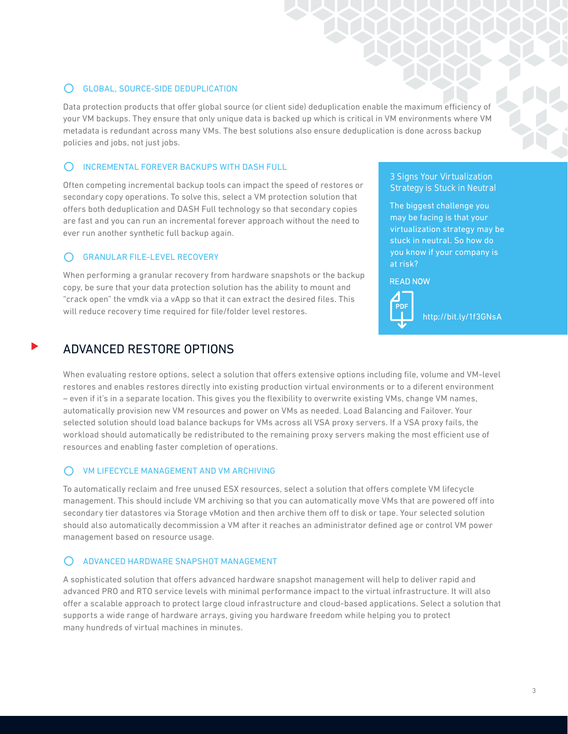### GLOBAL, SOURCE-SIDE DEDUPLICATION

Data protection products that offer global source (or client side) deduplication enable the maximum efficiency of your VM backups. They ensure that only unique data is backed up which is critical in VM environments where VM metadata is redundant across many VMs. The best solutions also ensure deduplication is done across backup policies and jobs, not just jobs.

### INCREMENTAL FOREVER BACKUPS WITH DASH FULL

Often competing incremental backup tools can impact the speed of restores or secondary copy operations. To solve this, select a VM protection solution that offers both deduplication and DASH Full technology so that secondary copies are fast and you can run an incremental forever approach without the need to ever run another synthetic full backup again.

### GRANULAR FILE-LEVEL RECOVERY

When performing a granular recovery from hardware snapshots or the backup copy, be sure that your data protection solution has the ability to mount and "crack open" the vmdk via a vApp so that it can extract the desired files. This will reduce recovery time required for file/folder level restores.

> **3 Signs Your Virtualization Strategy is Stuck in Neutral**
>
> The biggest challenge you may be facing is that your virtualization strategy may be stuck in neutral. So how do you know if your company is at risk?
>
> READ NOW
>
> PDF http://bit.ly/1f3GNsA

## ADVANCED RESTORE OPTIONS

When evaluating restore options, select a solution that offers extensive options including file, volume and VM-level restores and enables restores directly into existing production virtual environments or to a diferent environment – even if it's in a separate location. This gives you the flexibility to overwrite existing VMs, change VM names, automatically provision new VM resources and power on VMs as needed. Load Balancing and Failover. Your selected solution should load balance backups for VMs across all VSA proxy servers. If a VSA proxy fails, the workload should automatically be redistributed to the remaining proxy servers making the most efficient use of resources and enabling faster completion of operations.

### VM LIFECYCLE MANAGEMENT AND VM ARCHIVING

To automatically reclaim and free unused ESX resources, select a solution that offers complete VM lifecycle management. This should include VM archiving so that you can automatically move VMs that are powered off into secondary tier datastores via Storage vMotion and then archive them off to disk or tape. Your selected solution should also automatically decommission a VM after it reaches an administrator defined age or control VM power management based on resource usage.

### ADVANCED HARDWARE SNAPSHOT MANAGEMENT

A sophisticated solution that offers advanced hardware snapshot management will help to deliver rapid and advanced PRO and RTO service levels with minimal performance impact to the virtual infrastructure. It will also offer a scalable approach to protect large cloud infrastructure and cloud-based applications. Select a solution that supports a wide range of hardware arrays, giving you hardware freedom while helping you to protect many hundreds of virtual machines in minutes.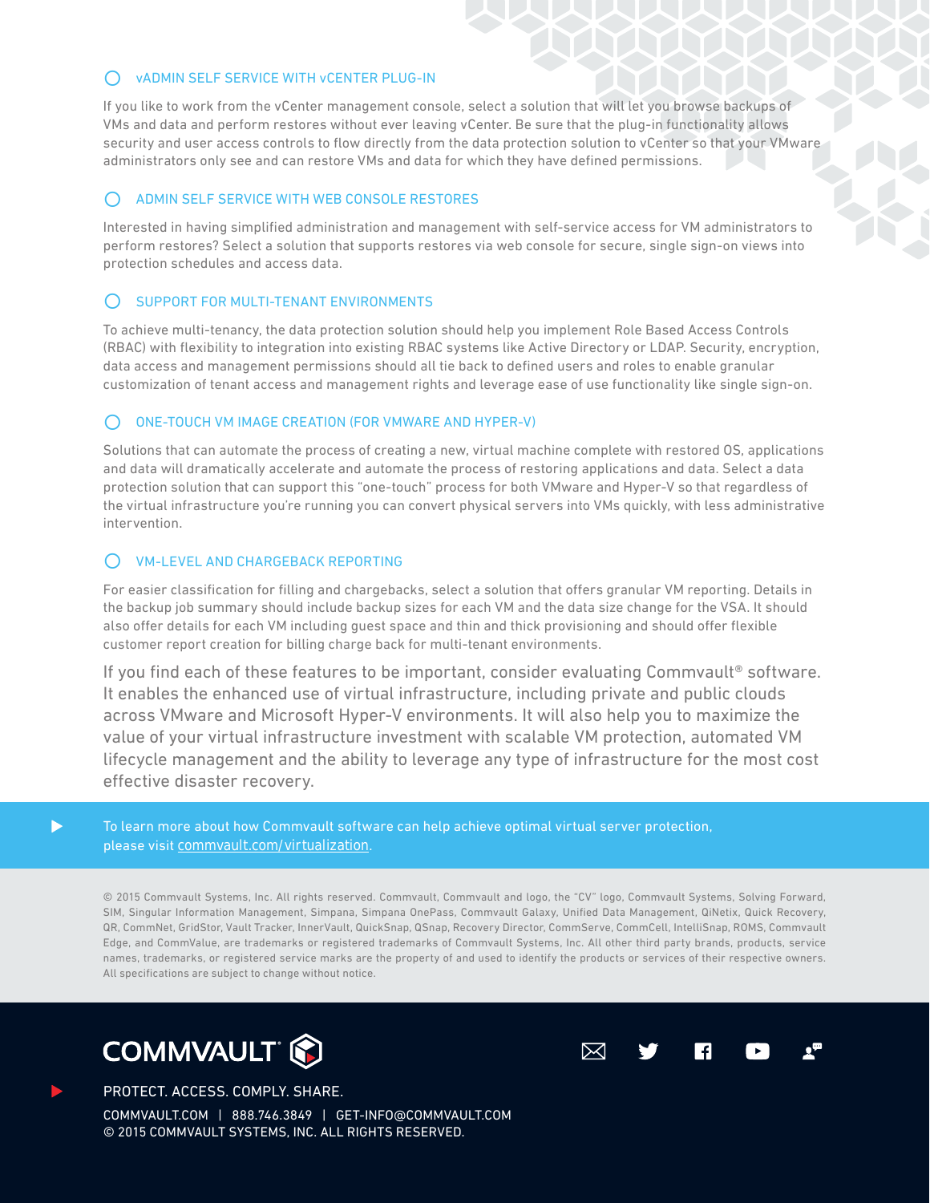### vADMIN SELF SERVICE WITH vCENTER PLUG-IN

If you like to work from the vCenter management console, select a solution that will let you browse backups of VMs and data and perform restores without ever leaving vCenter. Be sure that the plug-in functionality allows security and user access controls to flow directly from the data protection solution to vCenter so that your VMware administrators only see and can restore VMs and data for which they have defined permissions.

### ADMIN SELF SERVICE WITH WEB CONSOLE RESTORES

Interested in having simplified administration and management with self-service access for VM administrators to perform restores? Select a solution that supports restores via web console for secure, single sign-on views into protection schedules and access data.

### SUPPORT FOR MULTI-TENANT ENVIRONMENTS

To achieve multi-tenancy, the data protection solution should help you implement Role Based Access Controls (RBAC) with flexibility to integration into existing RBAC systems like Active Directory or LDAP. Security, encryption, data access and management permissions should all tie back to defined users and roles to enable granular customization of tenant access and management rights and leverage ease of use functionality like single sign-on.

### ONE-TOUCH VM IMAGE CREATION (FOR VMWARE AND HYPER-V)

Solutions that can automate the process of creating a new, virtual machine complete with restored OS, applications and data will dramatically accelerate and automate the process of restoring applications and data. Select a data protection solution that can support this "one-touch" process for both VMware and Hyper-V so that regardless of the virtual infrastructure you're running you can convert physical servers into VMs quickly, with less administrative intervention.

### VM-LEVEL AND CHARGEBACK REPORTING

For easier classification for filling and chargebacks, select a solution that offers granular VM reporting. Details in the backup job summary should include backup sizes for each VM and the data size change for the VSA. It should also offer details for each VM including guest space and thin and thick provisioning and should offer flexible customer report creation for billing charge back for multi-tenant environments.

If you find each of these features to be important, consider evaluating Commvault® software. It enables the enhanced use of virtual infrastructure, including private and public clouds across VMware and Microsoft Hyper-V environments. It will also help you to maximize the value of your virtual infrastructure investment with scalable VM protection, automated VM lifecycle management and the ability to leverage any type of infrastructure for the most cost effective disaster recovery.

To learn more about how Commvault software can help achieve optimal virtual server protection, please visit commvault.com/virtualization.

© 2015 Commvault Systems, Inc. All rights reserved. Commvault, Commvault and logo, the "CV" logo, Commvault Systems, Solving Forward, SIM, Singular Information Management, Simpana, Simpana OnePass, Commvault Galaxy, Unified Data Management, QiNetix, Quick Recovery, QR, CommNet, GridStor, Vault Tracker, InnerVault, QuickSnap, QSnap, Recovery Director, CommServe, CommCell, IntelliSnap, ROMS, Commvault Edge, and CommValue, are trademarks or registered trademarks of Commvault Systems, Inc. All other third party brands, products, service names, trademarks, or registered service marks are the property of and used to identify the products or services of their respective owners. All specifications are subject to change without notice.

COMMVAULT

PROTECT. ACCESS. COMPLY. SHARE.

COMMVAULT.COM | 888.746.3849 | GET-INFO@COMMVAULT.COM
© 2015 COMMVAULT SYSTEMS, INC. ALL RIGHTS RESERVED.